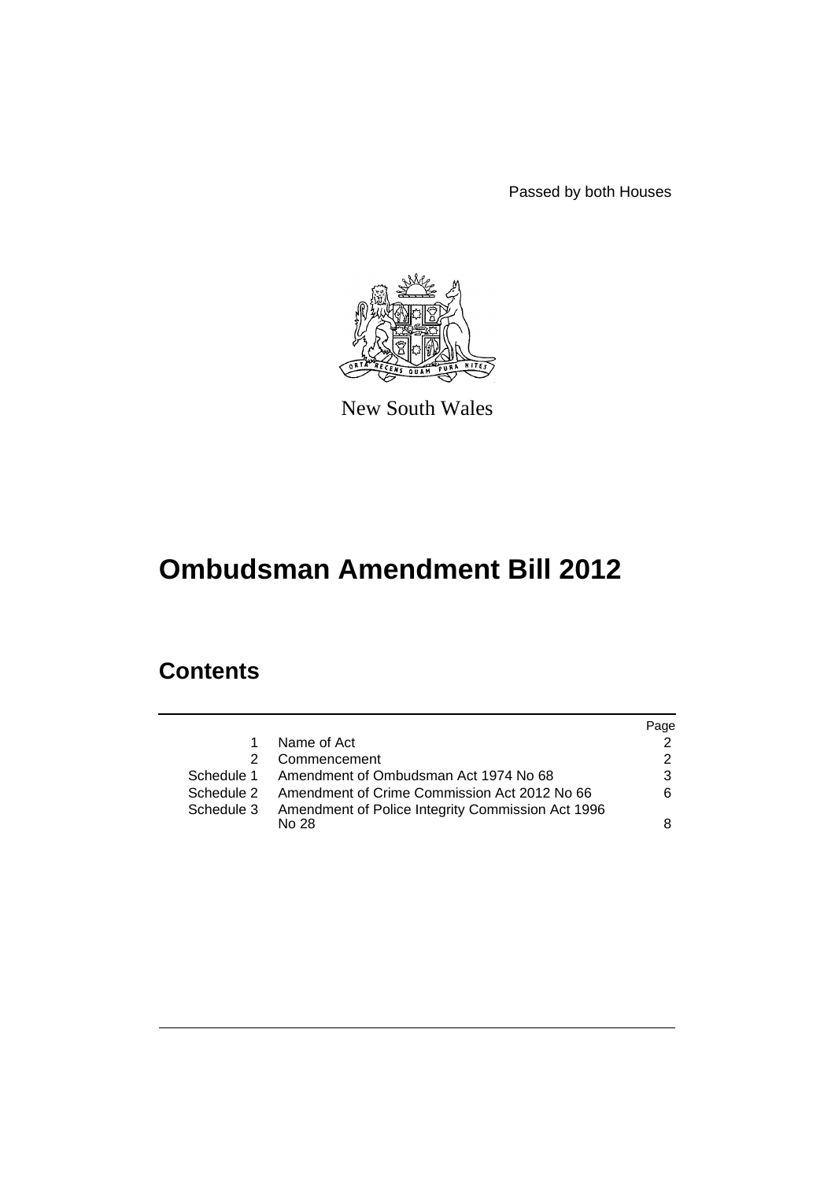Passed by both Houses

New South Wales

# Ombudsman Amendment Bill 2012

## Contents

| | | Page |
|---|---|---|
| 1 | Name of Act | 2 |
| 2 | Commencement | 2 |
| Schedule 1 | Amendment of Ombudsman Act 1974 No 68 | 3 |
| Schedule 2 | Amendment of Crime Commission Act 2012 No 66 | 6 |
| Schedule 3 | Amendment of Police Integrity Commission Act 1996 No 28 | 8 |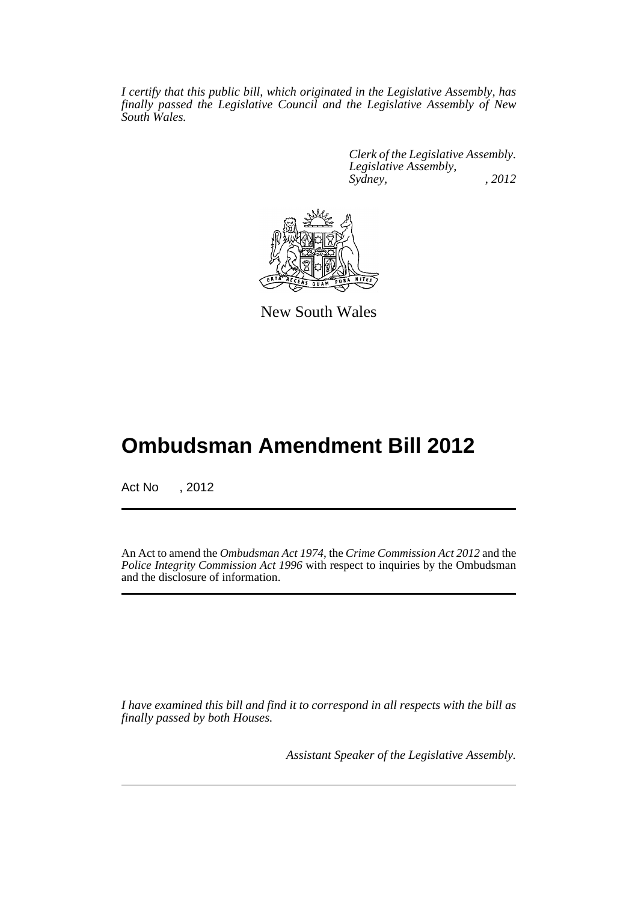*I certify that this public bill, which originated in the Legislative Assembly, has finally passed the Legislative Council and the Legislative Assembly of New South Wales.*

*Clerk of the Legislative Assembly.*
*Legislative Assembly,*
*Sydney, , 2012*

New South Wales

# Ombudsman Amendment Bill 2012

Act No , 2012

An Act to amend the *Ombudsman Act 1974*, the *Crime Commission Act 2012* and the *Police Integrity Commission Act 1996* with respect to inquiries by the Ombudsman and the disclosure of information.

*I have examined this bill and find it to correspond in all respects with the bill as finally passed by both Houses.*

*Assistant Speaker of the Legislative Assembly.*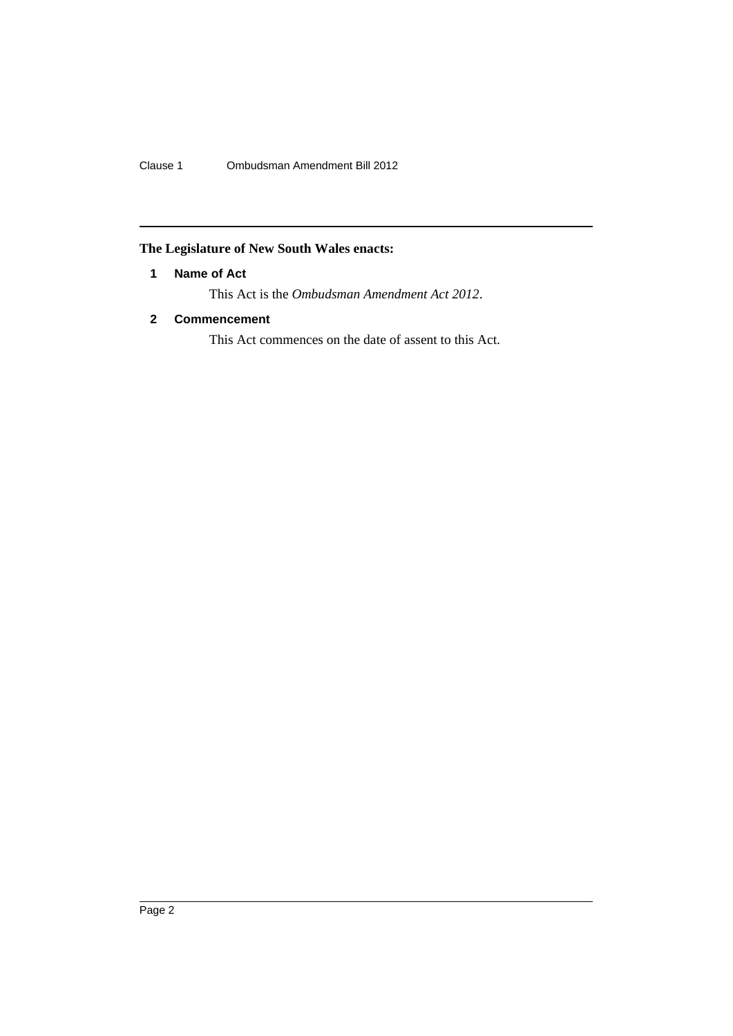**The Legislature of New South Wales enacts:**

### 1 Name of Act

This Act is the *Ombudsman Amendment Act 2012*.

### 2 Commencement

This Act commences on the date of assent to this Act.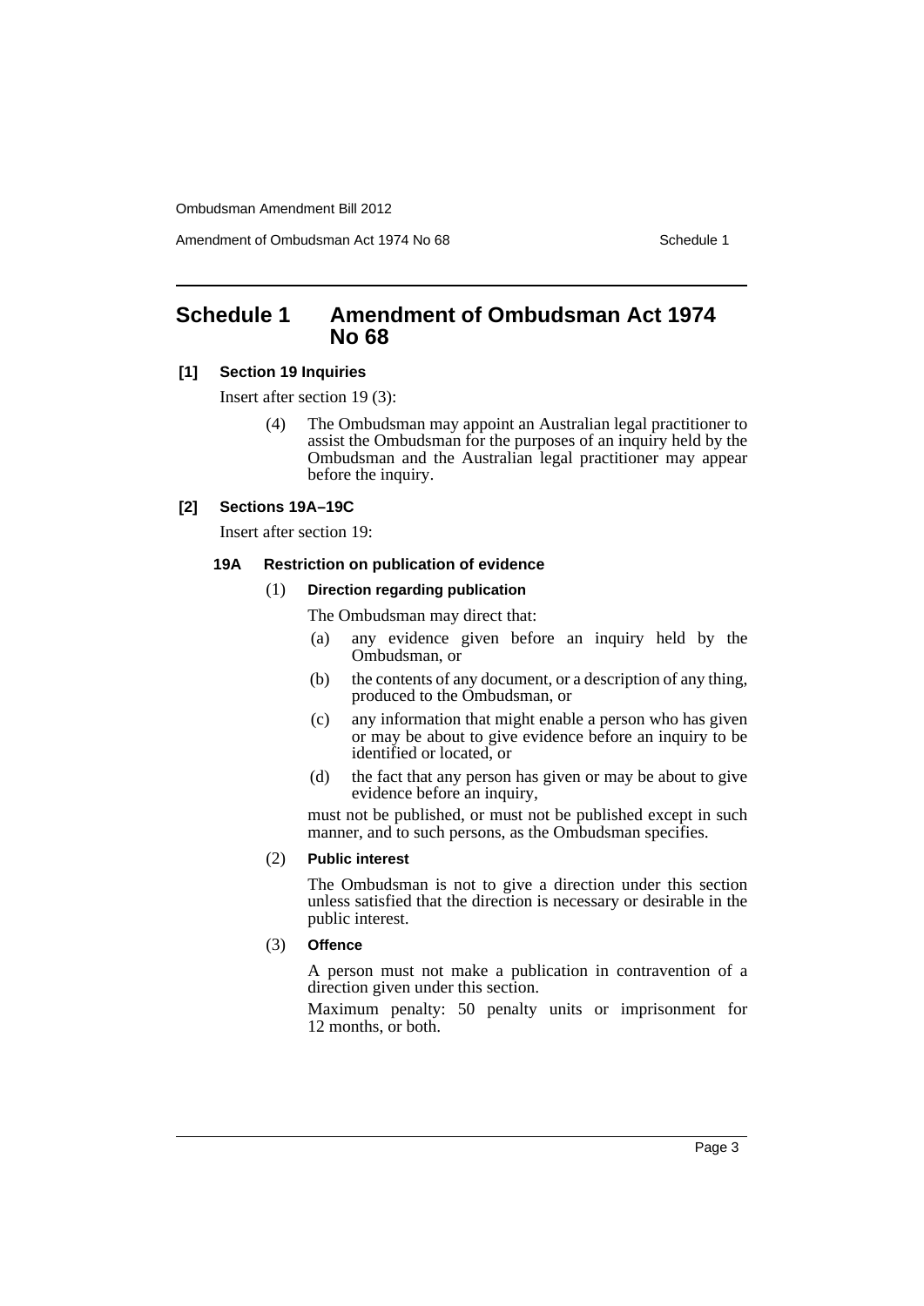## Schedule 1 Amendment of Ombudsman Act 1974 No 68

**[1] Section 19 Inquiries**

Insert after section 19 (3):

(4) The Ombudsman may appoint an Australian legal practitioner to assist the Ombudsman for the purposes of an inquiry held by the Ombudsman and the Australian legal practitioner may appear before the inquiry.

**[2] Sections 19A–19C**

Insert after section 19:

**19A Restriction on publication of evidence**

(1) **Direction regarding publication**

The Ombudsman may direct that:

(a) any evidence given before an inquiry held by the Ombudsman, or

(b) the contents of any document, or a description of any thing, produced to the Ombudsman, or

(c) any information that might enable a person who has given or may be about to give evidence before an inquiry to be identified or located, or

(d) the fact that any person has given or may be about to give evidence before an inquiry,

must not be published, or must not be published except in such manner, and to such persons, as the Ombudsman specifies.

(2) **Public interest**

The Ombudsman is not to give a direction under this section unless satisfied that the direction is necessary or desirable in the public interest.

(3) **Offence**

A person must not make a publication in contravention of a direction given under this section.

Maximum penalty: 50 penalty units or imprisonment for 12 months, or both.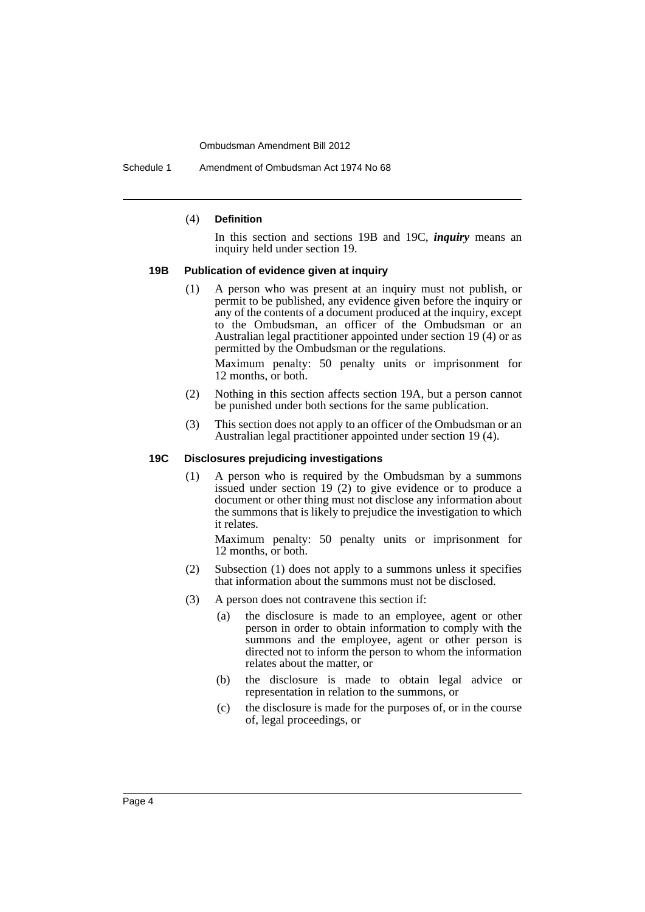(4) **Definition**

In this section and sections 19B and 19C, ***inquiry*** means an inquiry held under section 19.

### 19B Publication of evidence given at inquiry

(1) A person who was present at an inquiry must not publish, or permit to be published, any evidence given before the inquiry or any of the contents of a document produced at the inquiry, except to the Ombudsman, an officer of the Ombudsman or an Australian legal practitioner appointed under section 19 (4) or as permitted by the Ombudsman or the regulations.

Maximum penalty: 50 penalty units or imprisonment for 12 months, or both.

(2) Nothing in this section affects section 19A, but a person cannot be punished under both sections for the same publication.

(3) This section does not apply to an officer of the Ombudsman or an Australian legal practitioner appointed under section 19 (4).

### 19C Disclosures prejudicing investigations

(1) A person who is required by the Ombudsman by a summons issued under section 19 (2) to give evidence or to produce a document or other thing must not disclose any information about the summons that is likely to prejudice the investigation to which it relates.

Maximum penalty: 50 penalty units or imprisonment for 12 months, or both.

(2) Subsection (1) does not apply to a summons unless it specifies that information about the summons must not be disclosed.

(3) A person does not contravene this section if:

- (a) the disclosure is made to an employee, agent or other person in order to obtain information to comply with the summons and the employee, agent or other person is directed not to inform the person to whom the information relates about the matter, or
- (b) the disclosure is made to obtain legal advice or representation in relation to the summons, or
- (c) the disclosure is made for the purposes of, or in the course of, legal proceedings, or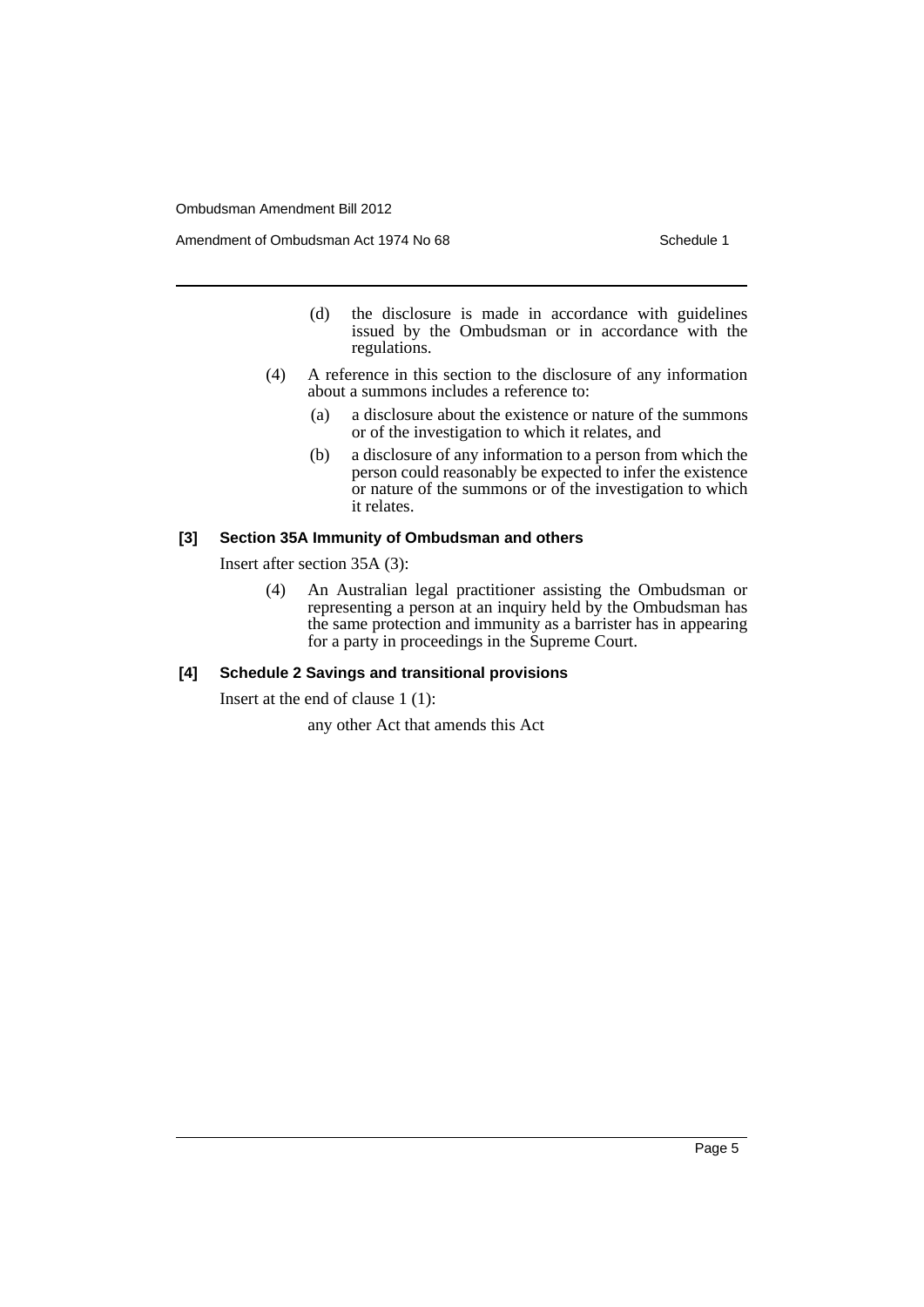(d) the disclosure is made in accordance with guidelines issued by the Ombudsman or in accordance with the regulations.

(4) A reference in this section to the disclosure of any information about a summons includes a reference to:

(a) a disclosure about the existence or nature of the summons or of the investigation to which it relates, and

(b) a disclosure of any information to a person from which the person could reasonably be expected to infer the existence or nature of the summons or of the investigation to which it relates.

### [3] Section 35A Immunity of Ombudsman and others

Insert after section 35A (3):

(4) An Australian legal practitioner assisting the Ombudsman or representing a person at an inquiry held by the Ombudsman has the same protection and immunity as a barrister has in appearing for a party in proceedings in the Supreme Court.

### [4] Schedule 2 Savings and transitional provisions

Insert at the end of clause 1 (1):

any other Act that amends this Act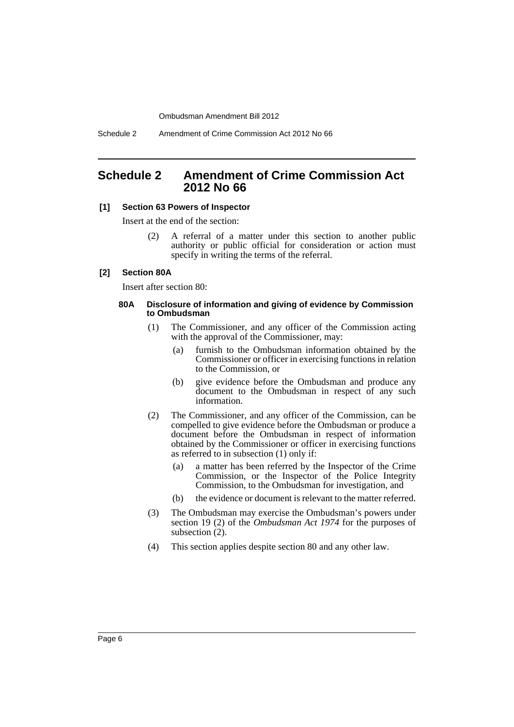## Schedule 2 Amendment of Crime Commission Act 2012 No 66

**[1] Section 63 Powers of Inspector**

Insert at the end of the section:

(2) A referral of a matter under this section to another public authority or public official for consideration or action must specify in writing the terms of the referral.

**[2] Section 80A**

Insert after section 80:

**80A Disclosure of information and giving of evidence by Commission to Ombudsman**

(1) The Commissioner, and any officer of the Commission acting with the approval of the Commissioner, may:

(a) furnish to the Ombudsman information obtained by the Commissioner or officer in exercising functions in relation to the Commission, or

(b) give evidence before the Ombudsman and produce any document to the Ombudsman in respect of any such information.

(2) The Commissioner, and any officer of the Commission, can be compelled to give evidence before the Ombudsman or produce a document before the Ombudsman in respect of information obtained by the Commissioner or officer in exercising functions as referred to in subsection (1) only if:

(a) a matter has been referred by the Inspector of the Crime Commission, or the Inspector of the Police Integrity Commission, to the Ombudsman for investigation, and

(b) the evidence or document is relevant to the matter referred.

(3) The Ombudsman may exercise the Ombudsman's powers under section 19 (2) of the *Ombudsman Act 1974* for the purposes of subsection (2).

(4) This section applies despite section 80 and any other law.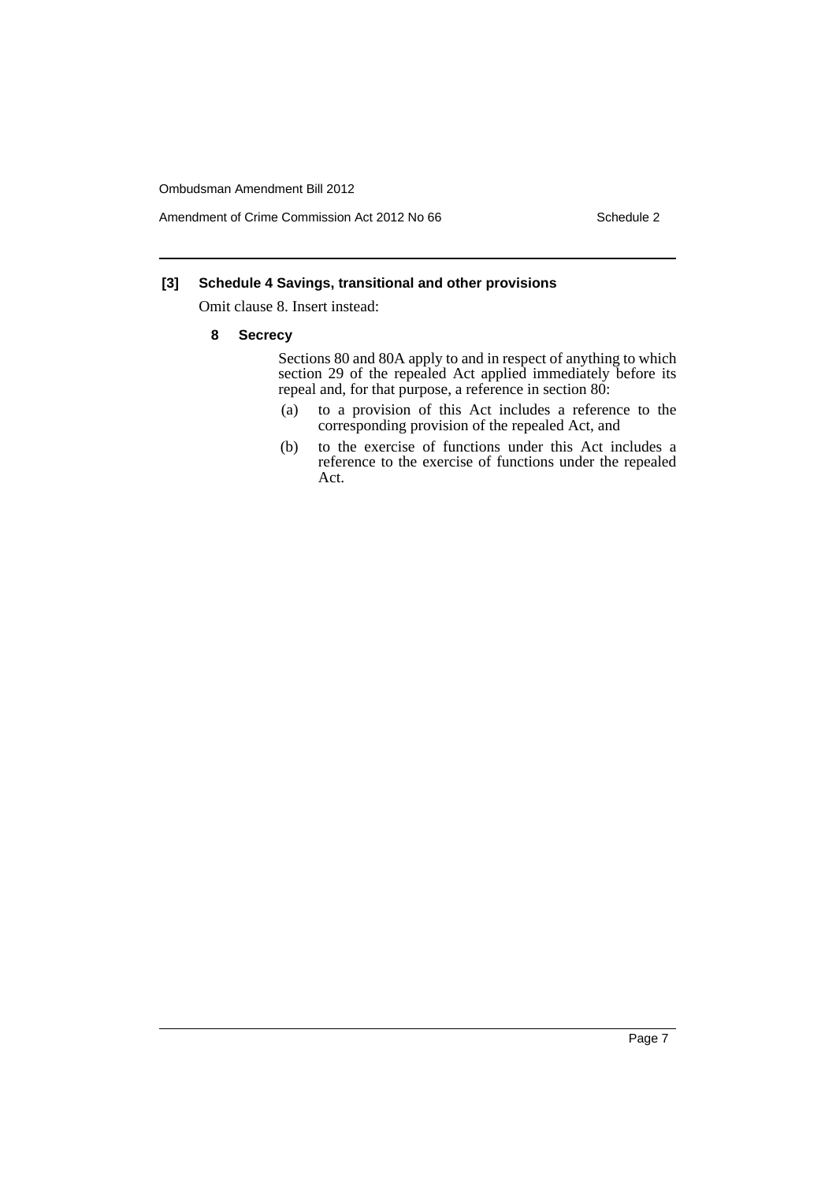**[3] Schedule 4 Savings, transitional and other provisions**

Omit clause 8. Insert instead:

**8 Secrecy**

Sections 80 and 80A apply to and in respect of anything to which section 29 of the repealed Act applied immediately before its repeal and, for that purpose, a reference in section 80:

(a) to a provision of this Act includes a reference to the corresponding provision of the repealed Act, and

(b) to the exercise of functions under this Act includes a reference to the exercise of functions under the repealed Act.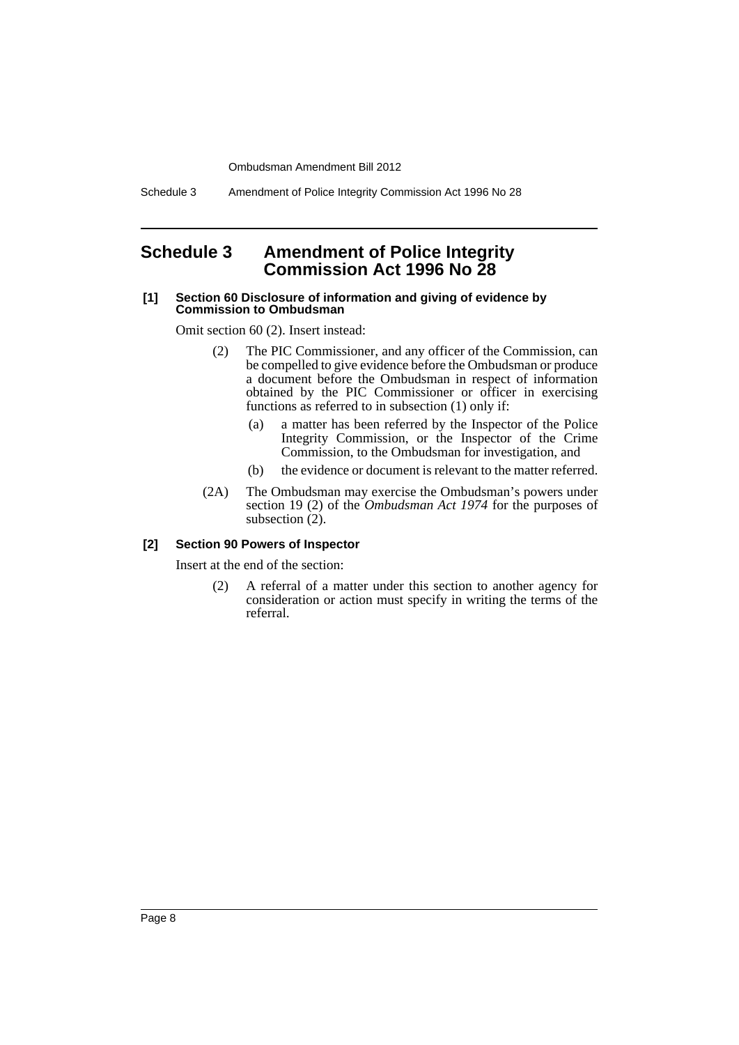## Schedule 3 Amendment of Police Integrity Commission Act 1996 No 28

### [1] Section 60 Disclosure of information and giving of evidence by Commission to Ombudsman

Omit section 60 (2). Insert instead:

(2) The PIC Commissioner, and any officer of the Commission, can be compelled to give evidence before the Ombudsman or produce a document before the Ombudsman in respect of information obtained by the PIC Commissioner or officer in exercising functions as referred to in subsection (1) only if:

(a) a matter has been referred by the Inspector of the Police Integrity Commission, or the Inspector of the Crime Commission, to the Ombudsman for investigation, and

(b) the evidence or document is relevant to the matter referred.

(2A) The Ombudsman may exercise the Ombudsman's powers under section 19 (2) of the *Ombudsman Act 1974* for the purposes of subsection (2).

### [2] Section 90 Powers of Inspector

Insert at the end of the section:

(2) A referral of a matter under this section to another agency for consideration or action must specify in writing the terms of the referral.